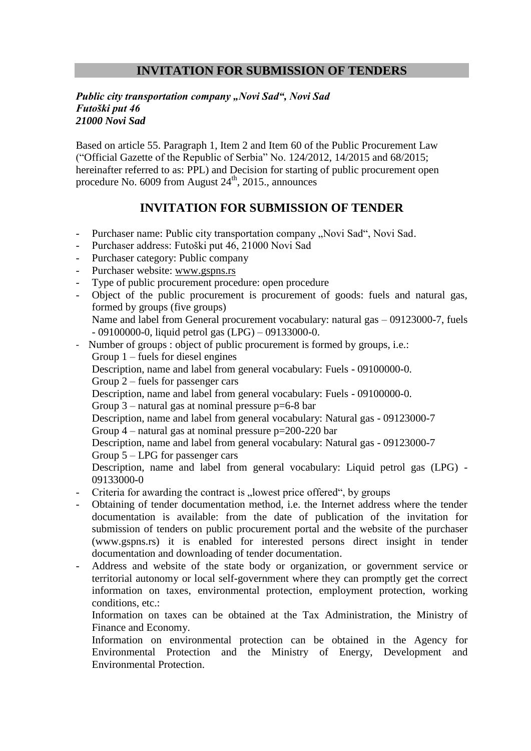# INVITATION FOR SUBMISSION OF TENDERS

***Public city transportation company „Novi Sad", Novi Sad***
***Futoški put 46***
***21000 Novi Sad***

Based on article 55. Paragraph 1, Item 2 and Item 60 of the Public Procurement Law ("Official Gazette of the Republic of Serbia" No. 124/2012, 14/2015 and 68/2015; hereinafter referred to as: PPL) and Decision for starting of public procurement open procedure No. 6009 from August 24th, 2015., announces

## INVITATION FOR SUBMISSION OF TENDER

- Purchaser name: Public city transportation company „Novi Sad", Novi Sad.
- Purchaser address: Futoški put 46, 21000 Novi Sad
- Purchaser category: Public company
- Purchaser website: www.gspns.rs
- Type of public procurement procedure: open procedure
- Object of the public procurement is procurement of goods: fuels and natural gas, formed by groups (five groups)
  Name and label from General procurement vocabulary: natural gas – 09123000-7, fuels - 09100000-0, liquid petrol gas (LPG) – 09133000-0.
- Number of groups : object of public procurement is formed by groups, i.e.:
  Group 1 – fuels for diesel engines
  Description, name and label from general vocabulary: Fuels - 09100000-0.
  Group 2 – fuels for passenger cars
  Description, name and label from general vocabulary: Fuels - 09100000-0.
  Group 3 – natural gas at nominal pressure p=6-8 bar
  Description, name and label from general vocabulary: Natural gas - 09123000-7
  Group 4 – natural gas at nominal pressure p=200-220 bar
  Description, name and label from general vocabulary: Natural gas - 09123000-7
  Group 5 – LPG for passenger cars
  Description, name and label from general vocabulary: Liquid petrol gas (LPG) - 09133000-0
- Criteria for awarding the contract is „lowest price offered", by groups
- Obtaining of tender documentation method, i.e. the Internet address where the tender documentation is available: from the date of publication of the invitation for submission of tenders on public procurement portal and the website of the purchaser (www.gspns.rs) it is enabled for interested persons direct insight in tender documentation and downloading of tender documentation.
- Address and website of the state body or organization, or government service or territorial autonomy or local self-government where they can promptly get the correct information on taxes, environmental protection, employment protection, working conditions, etc.:
  Information on taxes can be obtained at the Tax Administration, the Ministry of Finance and Economy.
  Information on environmental protection can be obtained in the Agency for Environmental Protection and the Ministry of Energy, Development and Environmental Protection.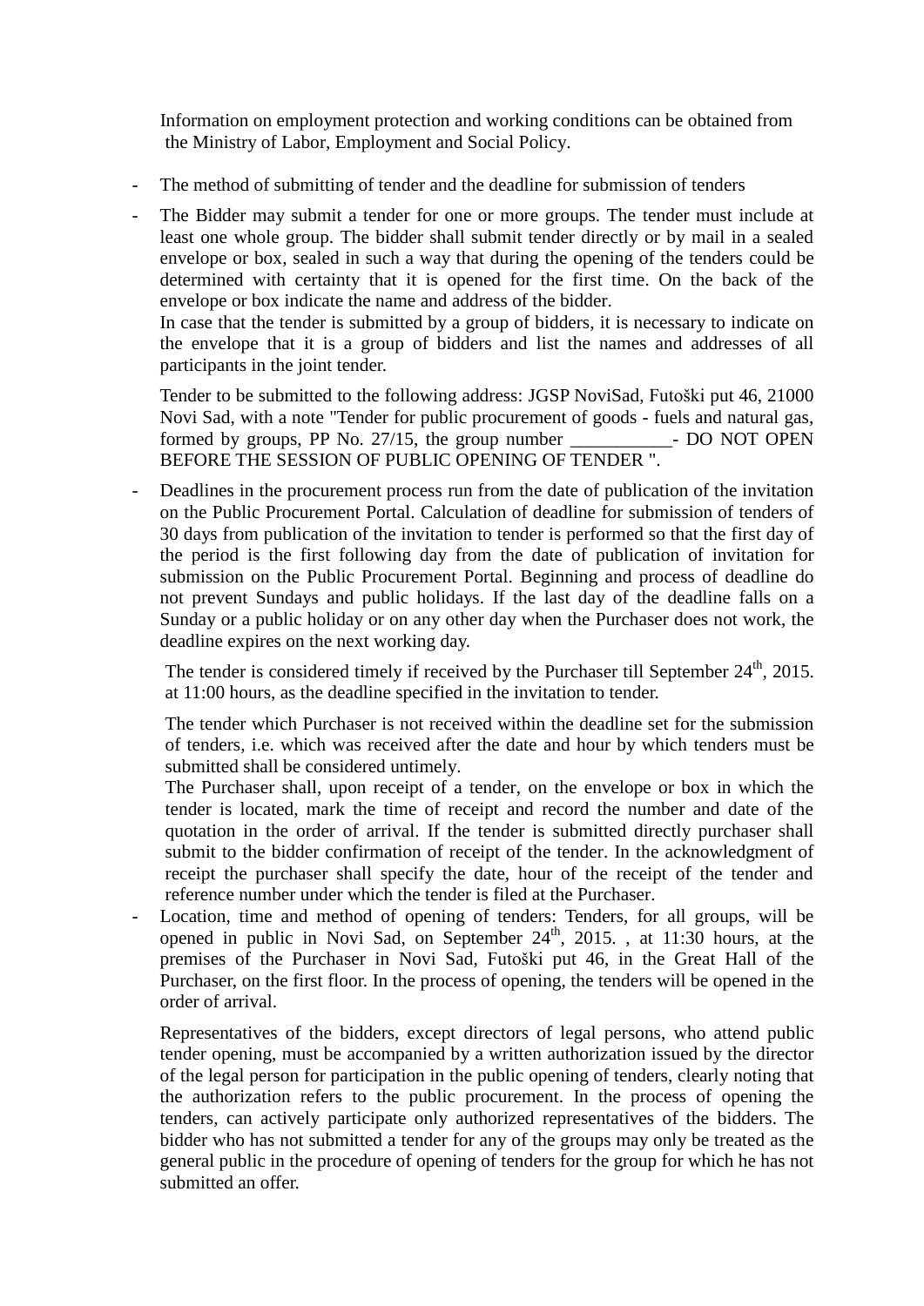Information on employment protection and working conditions can be obtained from the Ministry of Labor, Employment and Social Policy.

- The method of submitting of tender and the deadline for submission of tenders
- The Bidder may submit a tender for one or more groups. The tender must include at least one whole group. The bidder shall submit tender directly or by mail in a sealed envelope or box, sealed in such a way that during the opening of the tenders could be determined with certainty that it is opened for the first time. On the back of the envelope or box indicate the name and address of the bidder.

  In case that the tender is submitted by a group of bidders, it is necessary to indicate on the envelope that it is a group of bidders and list the names and addresses of all participants in the joint tender.

  Tender to be submitted to the following address: JGSP NoviSad, Futoški put 46, 21000 Novi Sad, with a note "Tender for public procurement of goods - fuels and natural gas, formed by groups, PP No. 27/15, the group number ___________- DO NOT OPEN BEFORE THE SESSION OF PUBLIC OPENING OF TENDER ".

- Deadlines in the procurement process run from the date of publication of the invitation on the Public Procurement Portal. Calculation of deadline for submission of tenders of 30 days from publication of the invitation to tender is performed so that the first day of the period is the first following day from the date of publication of invitation for submission on the Public Procurement Portal. Beginning and process of deadline do not prevent Sundays and public holidays. If the last day of the deadline falls on a Sunday or a public holiday or on any other day when the Purchaser does not work, the deadline expires on the next working day.

  The tender is considered timely if received by the Purchaser till September 24th, 2015. at 11:00 hours, as the deadline specified in the invitation to tender.

  The tender which Purchaser is not received within the deadline set for the submission of tenders, i.e. which was received after the date and hour by which tenders must be submitted shall be considered untimely.

  The Purchaser shall, upon receipt of a tender, on the envelope or box in which the tender is located, mark the time of receipt and record the number and date of the quotation in the order of arrival. If the tender is submitted directly purchaser shall submit to the bidder confirmation of receipt of the tender. In the acknowledgment of receipt the purchaser shall specify the date, hour of the receipt of the tender and reference number under which the tender is filed at the Purchaser.

- Location, time and method of opening of tenders: Tenders, for all groups, will be opened in public in Novi Sad, on September 24th, 2015. , at 11:30 hours, at the premises of the Purchaser in Novi Sad, Futoški put 46, in the Great Hall of the Purchaser, on the first floor. In the process of opening, the tenders will be opened in the order of arrival.

  Representatives of the bidders, except directors of legal persons, who attend public tender opening, must be accompanied by a written authorization issued by the director of the legal person for participation in the public opening of tenders, clearly noting that the authorization refers to the public procurement. In the process of opening the tenders, can actively participate only authorized representatives of the bidders. The bidder who has not submitted a tender for any of the groups may only be treated as the general public in the procedure of opening of tenders for the group for which he has not submitted an offer.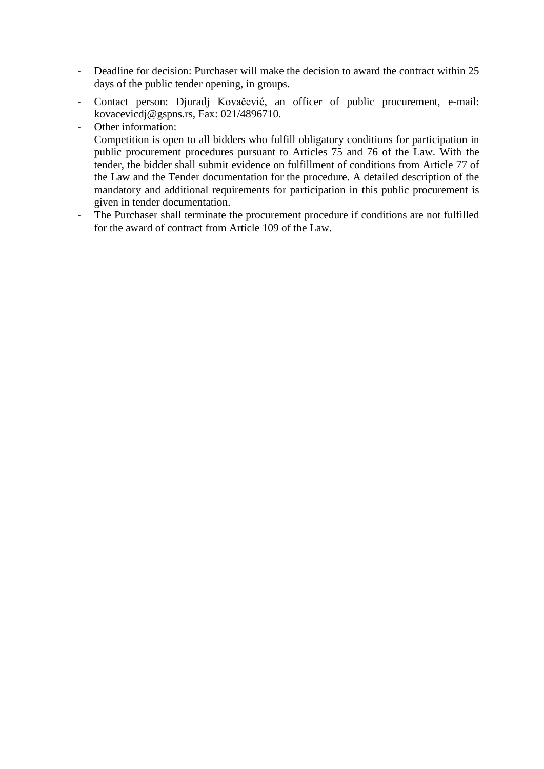- Deadline for decision: Purchaser will make the decision to award the contract within 25 days of the public tender opening, in groups.
- Contact person: Djuradj Kovačević, an officer of public procurement, e-mail: kovacevicdj@gspns.rs, Fax: 021/4896710.
- Other information:
  Competition is open to all bidders who fulfill obligatory conditions for participation in public procurement procedures pursuant to Articles 75 and 76 of the Law. With the tender, the bidder shall submit evidence on fulfillment of conditions from Article 77 of the Law and the Tender documentation for the procedure. A detailed description of the mandatory and additional requirements for participation in this public procurement is given in tender documentation.
- The Purchaser shall terminate the procurement procedure if conditions are not fulfilled for the award of contract from Article 109 of the Law.